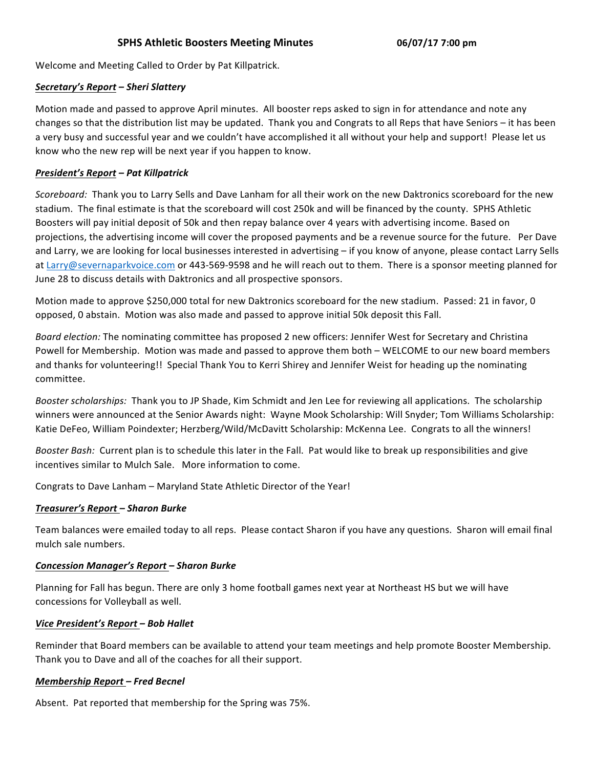# SPHS Athletic Boosters Meeting Minutes 06/07/17 7:00 pm

Welcome and Meeting Called to Order by Pat Killpatrick.

***Secretary's Report* – Sheri Slattery**

Motion made and passed to approve April minutes. All booster reps asked to sign in for attendance and note any changes so that the distribution list may be updated. Thank you and Congrats to all Reps that have Seniors – it has been a very busy and successful year and we couldn't have accomplished it all without your help and support! Please let us know who the new rep will be next year if you happen to know.

***President's Report* – Pat Killpatrick**

*Scoreboard:* Thank you to Larry Sells and Dave Lanham for all their work on the new Daktronics scoreboard for the new stadium. The final estimate is that the scoreboard will cost 250k and will be financed by the county. SPHS Athletic Boosters will pay initial deposit of 50k and then repay balance over 4 years with advertising income. Based on projections, the advertising income will cover the proposed payments and be a revenue source for the future. Per Dave and Larry, we are looking for local businesses interested in advertising – if you know of anyone, please contact Larry Sells at Larry@severnaparkvoice.com or 443-569-9598 and he will reach out to them. There is a sponsor meeting planned for June 28 to discuss details with Daktronics and all prospective sponsors.

Motion made to approve $250,000 total for new Daktronics scoreboard for the new stadium. Passed: 21 in favor, 0 opposed, 0 abstain. Motion was also made and passed to approve initial 50k deposit this Fall.

*Board election:* The nominating committee has proposed 2 new officers: Jennifer West for Secretary and Christina Powell for Membership. Motion was made and passed to approve them both – WELCOME to our new board members and thanks for volunteering!! Special Thank You to Kerri Shirey and Jennifer Weist for heading up the nominating committee.

*Booster scholarships:* Thank you to JP Shade, Kim Schmidt and Jen Lee for reviewing all applications. The scholarship winners were announced at the Senior Awards night: Wayne Mook Scholarship: Will Snyder; Tom Williams Scholarship: Katie DeFeo, William Poindexter; Herzberg/Wild/McDavitt Scholarship: McKenna Lee. Congrats to all the winners!

*Booster Bash:* Current plan is to schedule this later in the Fall. Pat would like to break up responsibilities and give incentives similar to Mulch Sale. More information to come.

Congrats to Dave Lanham – Maryland State Athletic Director of the Year!

***Treasurer's Report* – Sharon Burke**

Team balances were emailed today to all reps. Please contact Sharon if you have any questions. Sharon will email final mulch sale numbers.

***Concession Manager's Report* – Sharon Burke**

Planning for Fall has begun. There are only 3 home football games next year at Northeast HS but we will have concessions for Volleyball as well.

***Vice President's Report* – Bob Hallet**

Reminder that Board members can be available to attend your team meetings and help promote Booster Membership. Thank you to Dave and all of the coaches for all their support.

***Membership Report* – Fred Becnel**

Absent. Pat reported that membership for the Spring was 75%.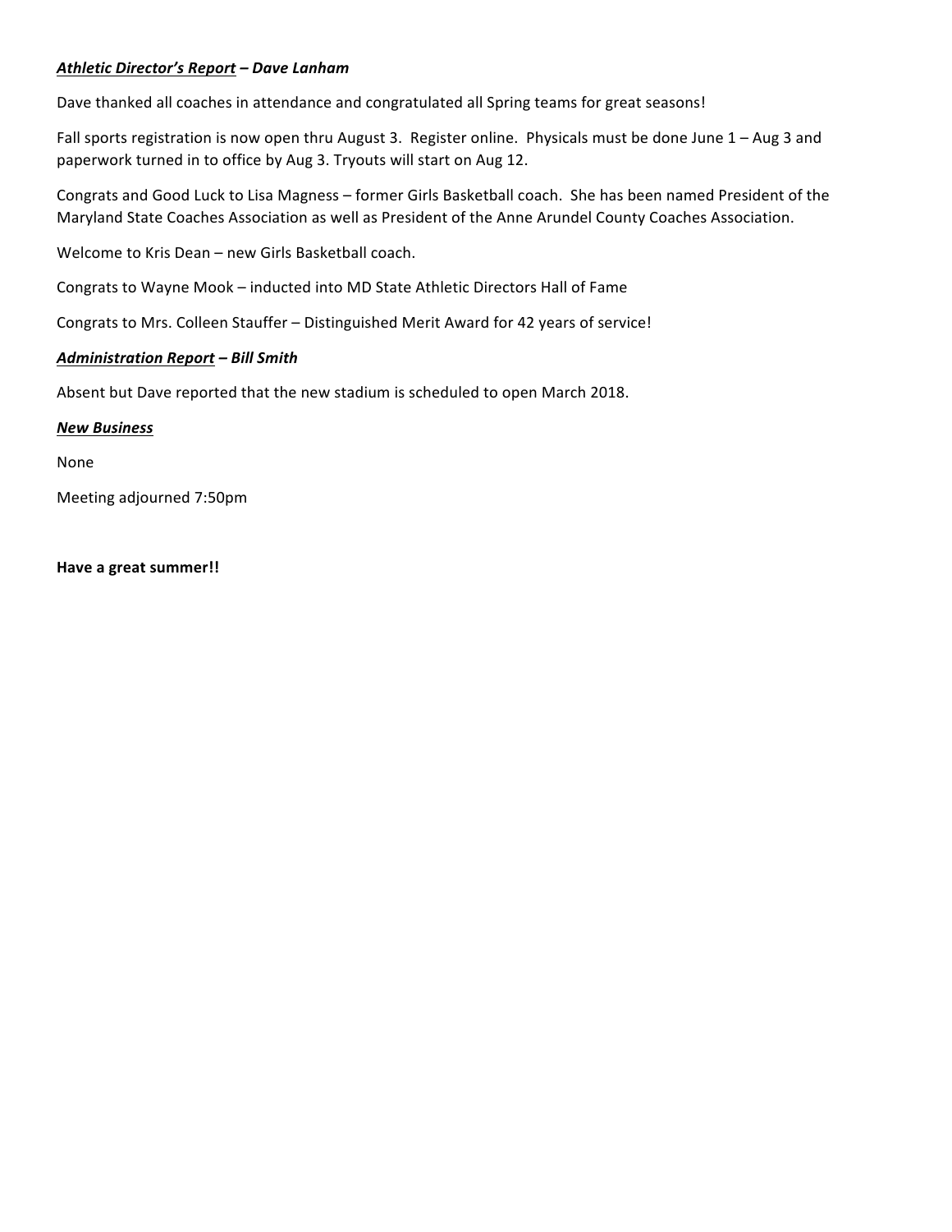***Athletic Director's Report – Dave Lanham***

Dave thanked all coaches in attendance and congratulated all Spring teams for great seasons!

Fall sports registration is now open thru August 3. Register online. Physicals must be done June 1 – Aug 3 and paperwork turned in to office by Aug 3. Tryouts will start on Aug 12.

Congrats and Good Luck to Lisa Magness – former Girls Basketball coach. She has been named President of the Maryland State Coaches Association as well as President of the Anne Arundel County Coaches Association.

Welcome to Kris Dean – new Girls Basketball coach.

Congrats to Wayne Mook – inducted into MD State Athletic Directors Hall of Fame

Congrats to Mrs. Colleen Stauffer – Distinguished Merit Award for 42 years of service!

***Administration Report – Bill Smith***

Absent but Dave reported that the new stadium is scheduled to open March 2018.

***New Business***

None

Meeting adjourned 7:50pm

**Have a great summer!!**